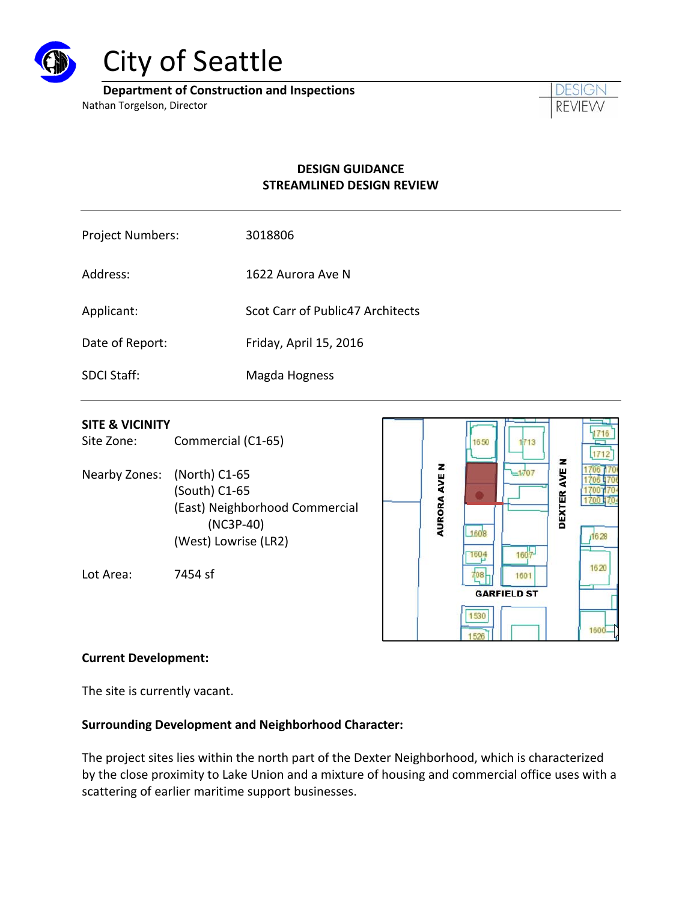# City of Seattle

**Department of Construction and Inspections**
Nathan Torgelson, Director

DESIGN REVIEW

## DESIGN GUIDANCE
## STREAMLINED DESIGN REVIEW

| | |
|---|---|
| Project Numbers: | 3018806 |
| Address: | 1622 Aurora Ave N |
| Applicant: | Scot Carr of Public47 Architects |
| Date of Report: | Friday, April 15, 2016 |
| SDCI Staff: | Magda Hogness |

**SITE & VICINITY**

Site Zone: Commercial (C1-65)

Nearby Zones: (North) C1-65
(South) C1-65
(East) Neighborhood Commercial (NC3P-40)
(West) Lowrise (LR2)

Lot Area: 7454 sf

**Current Development:**

The site is currently vacant.

**Surrounding Development and Neighborhood Character:**

The project sites lies within the north part of the Dexter Neighborhood, which is characterized by the close proximity to Lake Union and a mixture of housing and commercial office uses with a scattering of earlier maritime support businesses.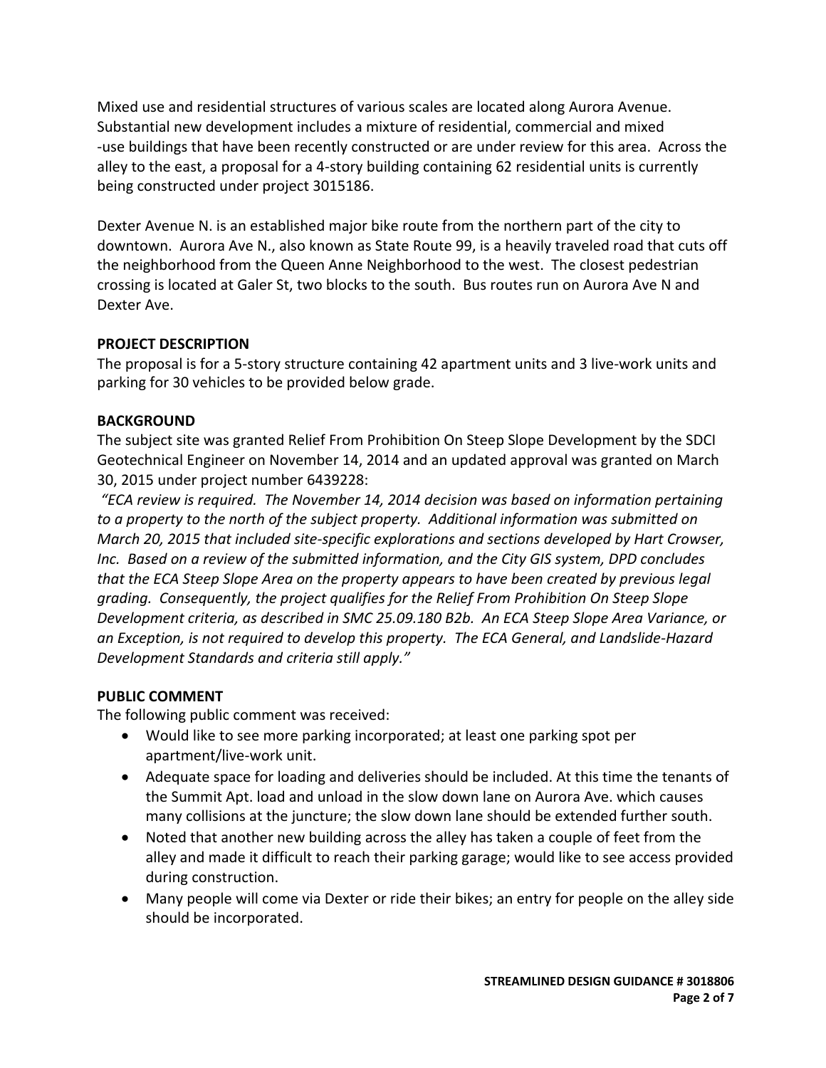Mixed use and residential structures of various scales are located along Aurora Avenue. Substantial new development includes a mixture of residential, commercial and mixed -use buildings that have been recently constructed or are under review for this area. Across the alley to the east, a proposal for a 4-story building containing 62 residential units is currently being constructed under project 3015186.

Dexter Avenue N. is an established major bike route from the northern part of the city to downtown. Aurora Ave N., also known as State Route 99, is a heavily traveled road that cuts off the neighborhood from the Queen Anne Neighborhood to the west. The closest pedestrian crossing is located at Galer St, two blocks to the south. Bus routes run on Aurora Ave N and Dexter Ave.

## PROJECT DESCRIPTION

The proposal is for a 5-story structure containing 42 apartment units and 3 live-work units and parking for 30 vehicles to be provided below grade.

## BACKGROUND

The subject site was granted Relief From Prohibition On Steep Slope Development by the SDCI Geotechnical Engineer on November 14, 2014 and an updated approval was granted on March 30, 2015 under project number 6439228:

*"ECA review is required. The November 14, 2014 decision was based on information pertaining to a property to the north of the subject property. Additional information was submitted on March 20, 2015 that included site-specific explorations and sections developed by Hart Crowser, Inc. Based on a review of the submitted information, and the City GIS system, DPD concludes that the ECA Steep Slope Area on the property appears to have been created by previous legal grading. Consequently, the project qualifies for the Relief From Prohibition On Steep Slope Development criteria, as described in SMC 25.09.180 B2b. An ECA Steep Slope Area Variance, or an Exception, is not required to develop this property. The ECA General, and Landslide-Hazard Development Standards and criteria still apply."*

## PUBLIC COMMENT

The following public comment was received:

- Would like to see more parking incorporated; at least one parking spot per apartment/live-work unit.
- Adequate space for loading and deliveries should be included. At this time the tenants of the Summit Apt. load and unload in the slow down lane on Aurora Ave. which causes many collisions at the juncture; the slow down lane should be extended further south.
- Noted that another new building across the alley has taken a couple of feet from the alley and made it difficult to reach their parking garage; would like to see access provided during construction.
- Many people will come via Dexter or ride their bikes; an entry for people on the alley side should be incorporated.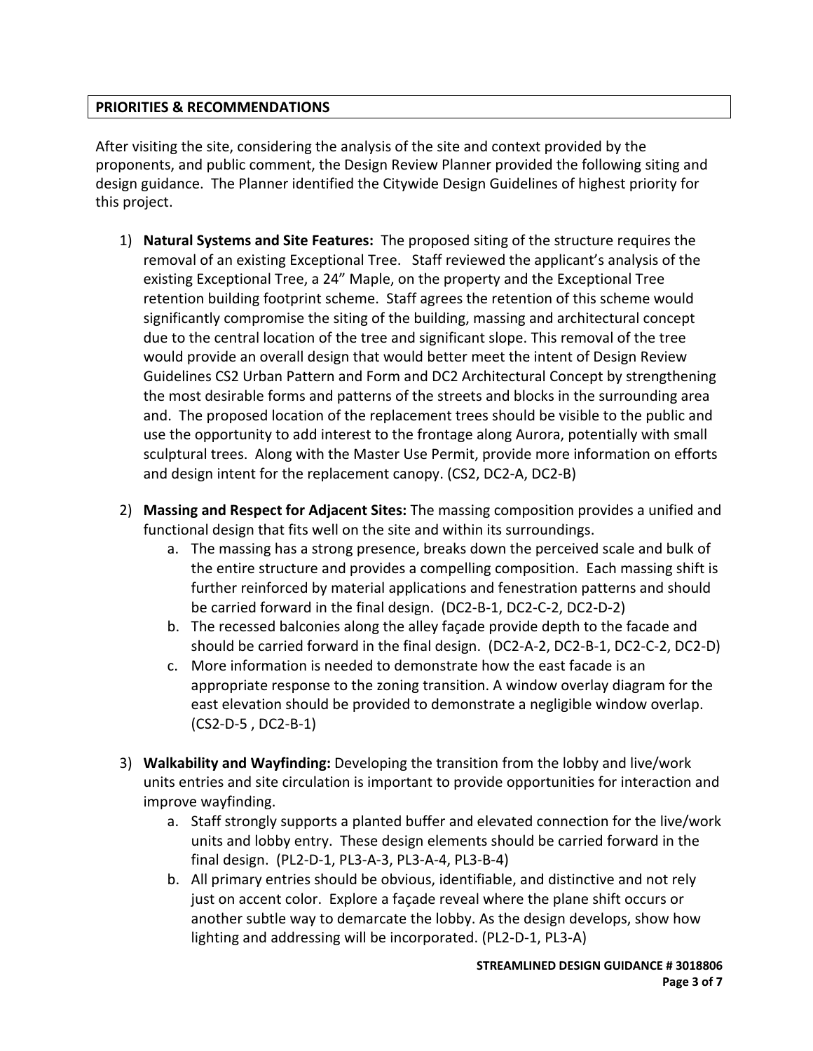## PRIORITIES & RECOMMENDATIONS

After visiting the site, considering the analysis of the site and context provided by the proponents, and public comment, the Design Review Planner provided the following siting and design guidance. The Planner identified the Citywide Design Guidelines of highest priority for this project.

1) **Natural Systems and Site Features:** The proposed siting of the structure requires the removal of an existing Exceptional Tree. Staff reviewed the applicant's analysis of the existing Exceptional Tree, a 24" Maple, on the property and the Exceptional Tree retention building footprint scheme. Staff agrees the retention of this scheme would significantly compromise the siting of the building, massing and architectural concept due to the central location of the tree and significant slope. This removal of the tree would provide an overall design that would better meet the intent of Design Review Guidelines CS2 Urban Pattern and Form and DC2 Architectural Concept by strengthening the most desirable forms and patterns of the streets and blocks in the surrounding area and. The proposed location of the replacement trees should be visible to the public and use the opportunity to add interest to the frontage along Aurora, potentially with small sculptural trees. Along with the Master Use Permit, provide more information on efforts and design intent for the replacement canopy. (CS2, DC2-A, DC2-B)

2) **Massing and Respect for Adjacent Sites:** The massing composition provides a unified and functional design that fits well on the site and within its surroundings.
   a. The massing has a strong presence, breaks down the perceived scale and bulk of the entire structure and provides a compelling composition. Each massing shift is further reinforced by material applications and fenestration patterns and should be carried forward in the final design. (DC2-B-1, DC2-C-2, DC2-D-2)
   b. The recessed balconies along the alley façade provide depth to the facade and should be carried forward in the final design. (DC2-A-2, DC2-B-1, DC2-C-2, DC2-D)
   c. More information is needed to demonstrate how the east facade is an appropriate response to the zoning transition. A window overlay diagram for the east elevation should be provided to demonstrate a negligible window overlap. (CS2-D-5 , DC2-B-1)

3) **Walkability and Wayfinding:** Developing the transition from the lobby and live/work units entries and site circulation is important to provide opportunities for interaction and improve wayfinding.
   a. Staff strongly supports a planted buffer and elevated connection for the live/work units and lobby entry. These design elements should be carried forward in the final design. (PL2-D-1, PL3-A-3, PL3-A-4, PL3-B-4)
   b. All primary entries should be obvious, identifiable, and distinctive and not rely just on accent color. Explore a façade reveal where the plane shift occurs or another subtle way to demarcate the lobby. As the design develops, show how lighting and addressing will be incorporated. (PL2-D-1, PL3-A)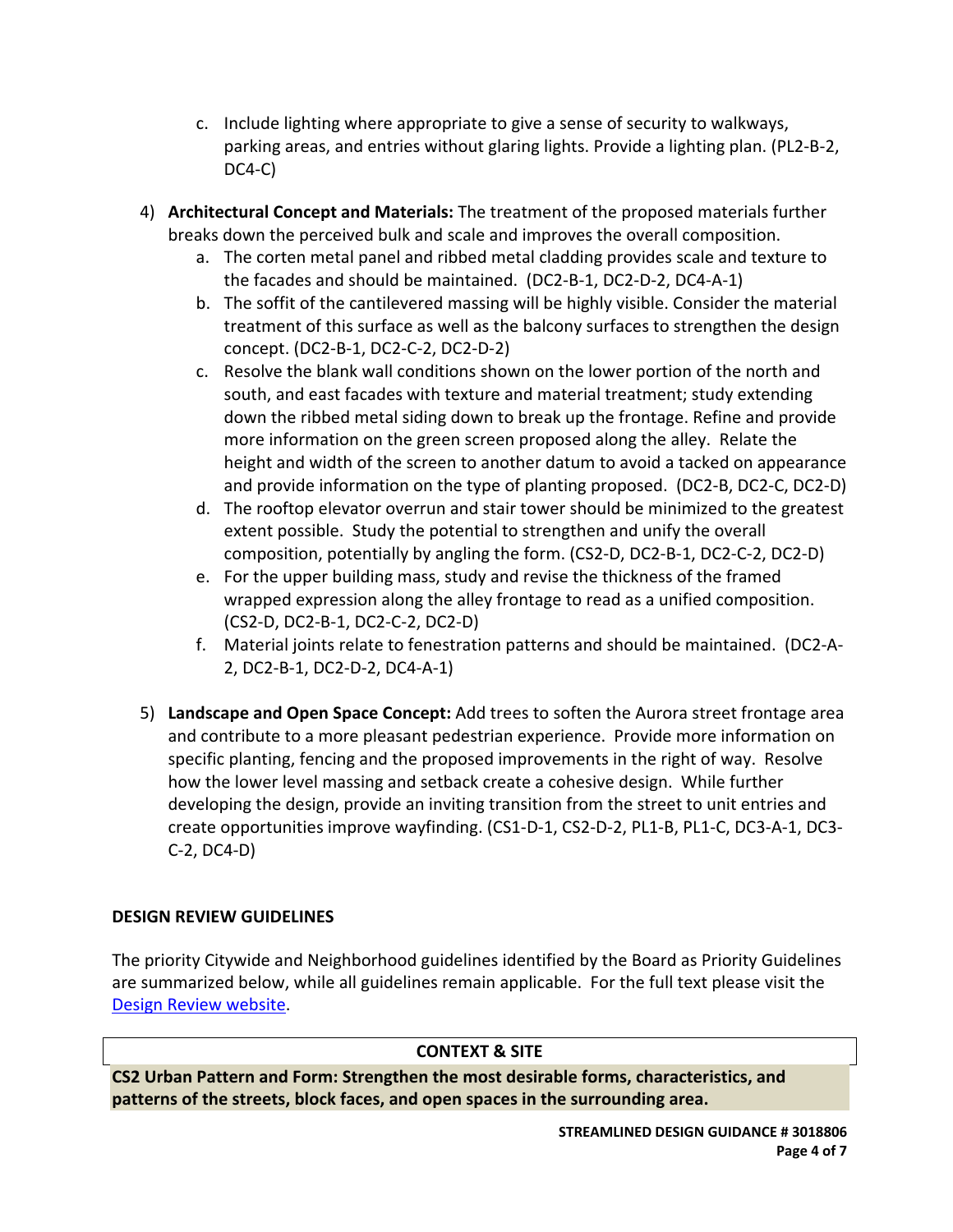c. Include lighting where appropriate to give a sense of security to walkways, parking areas, and entries without glaring lights. Provide a lighting plan. (PL2-B-2, DC4-C)

4) **Architectural Concept and Materials:** The treatment of the proposed materials further breaks down the perceived bulk and scale and improves the overall composition.
   a. The corten metal panel and ribbed metal cladding provides scale and texture to the facades and should be maintained. (DC2-B-1, DC2-D-2, DC4-A-1)
   b. The soffit of the cantilevered massing will be highly visible. Consider the material treatment of this surface as well as the balcony surfaces to strengthen the design concept. (DC2-B-1, DC2-C-2, DC2-D-2)
   c. Resolve the blank wall conditions shown on the lower portion of the north and south, and east facades with texture and material treatment; study extending down the ribbed metal siding down to break up the frontage. Refine and provide more information on the green screen proposed along the alley. Relate the height and width of the screen to another datum to avoid a tacked on appearance and provide information on the type of planting proposed. (DC2-B, DC2-C, DC2-D)
   d. The rooftop elevator overrun and stair tower should be minimized to the greatest extent possible. Study the potential to strengthen and unify the overall composition, potentially by angling the form. (CS2-D, DC2-B-1, DC2-C-2, DC2-D)
   e. For the upper building mass, study and revise the thickness of the framed wrapped expression along the alley frontage to read as a unified composition. (CS2-D, DC2-B-1, DC2-C-2, DC2-D)
   f. Material joints relate to fenestration patterns and should be maintained. (DC2-A-2, DC2-B-1, DC2-D-2, DC4-A-1)

5) **Landscape and Open Space Concept:** Add trees to soften the Aurora street frontage area and contribute to a more pleasant pedestrian experience. Provide more information on specific planting, fencing and the proposed improvements in the right of way. Resolve how the lower level massing and setback create a cohesive design. While further developing the design, provide an inviting transition from the street to unit entries and create opportunities improve wayfinding. (CS1-D-1, CS2-D-2, PL1-B, PL1-C, DC3-A-1, DC3-C-2, DC4-D)

## DESIGN REVIEW GUIDELINES

The priority Citywide and Neighborhood guidelines identified by the Board as Priority Guidelines are summarized below, while all guidelines remain applicable. For the full text please visit the Design Review website.

### CONTEXT & SITE

**CS2 Urban Pattern and Form: Strengthen the most desirable forms, characteristics, and patterns of the streets, block faces, and open spaces in the surrounding area.**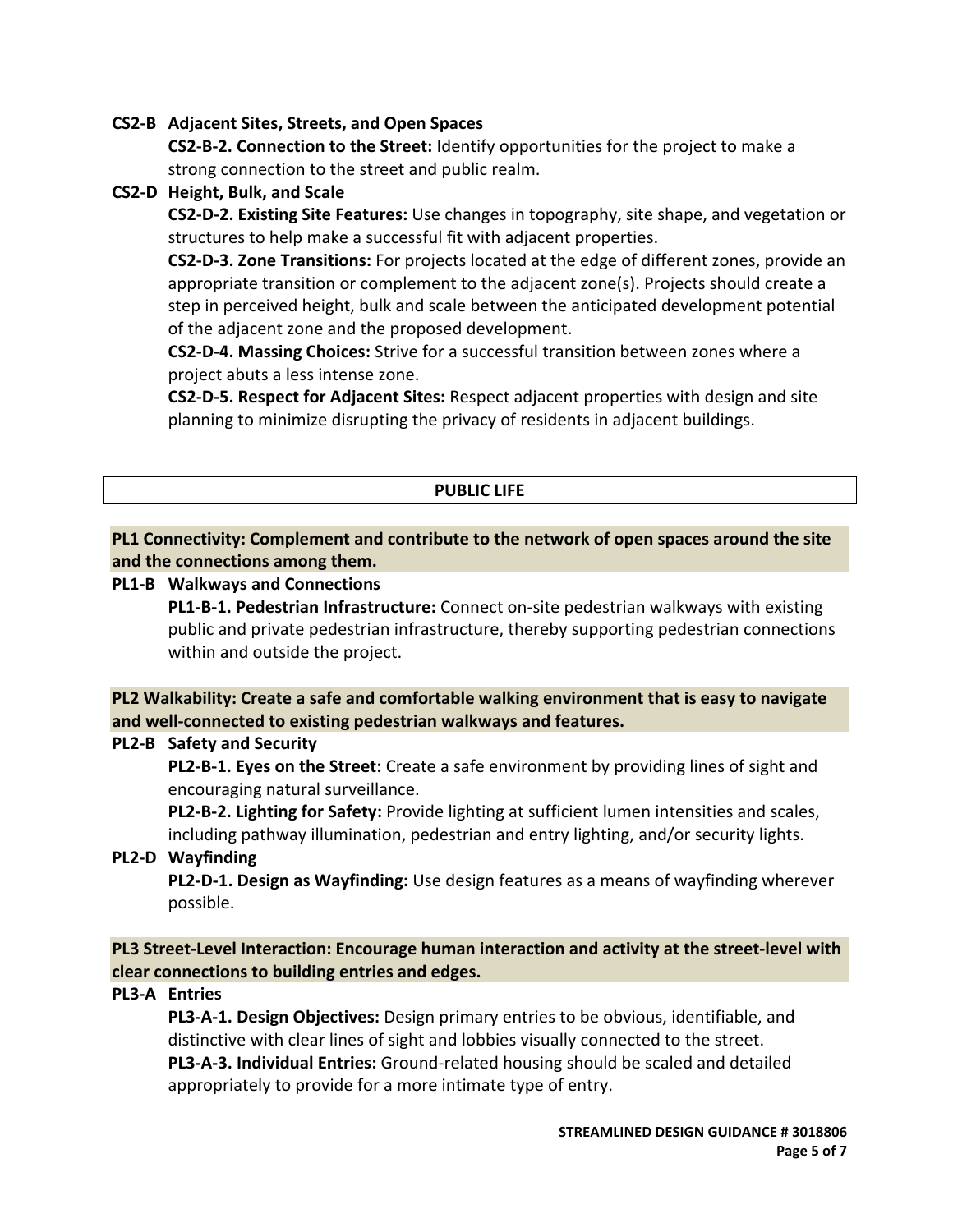**CS2-B Adjacent Sites, Streets, and Open Spaces**

**CS2-B-2. Connection to the Street:** Identify opportunities for the project to make a strong connection to the street and public realm.

**CS2-D Height, Bulk, and Scale**

**CS2-D-2. Existing Site Features:** Use changes in topography, site shape, and vegetation or structures to help make a successful fit with adjacent properties.

**CS2-D-3. Zone Transitions:** For projects located at the edge of different zones, provide an appropriate transition or complement to the adjacent zone(s). Projects should create a step in perceived height, bulk and scale between the anticipated development potential of the adjacent zone and the proposed development.

**CS2-D-4. Massing Choices:** Strive for a successful transition between zones where a project abuts a less intense zone.

**CS2-D-5. Respect for Adjacent Sites:** Respect adjacent properties with design and site planning to minimize disrupting the privacy of residents in adjacent buildings.

## PUBLIC LIFE

### PL1 Connectivity: Complement and contribute to the network of open spaces around the site and the connections among them.

**PL1-B Walkways and Connections**

**PL1-B-1. Pedestrian Infrastructure:** Connect on-site pedestrian walkways with existing public and private pedestrian infrastructure, thereby supporting pedestrian connections within and outside the project.

### PL2 Walkability: Create a safe and comfortable walking environment that is easy to navigate and well-connected to existing pedestrian walkways and features.

**PL2-B Safety and Security**

**PL2-B-1. Eyes on the Street:** Create a safe environment by providing lines of sight and encouraging natural surveillance.

**PL2-B-2. Lighting for Safety:** Provide lighting at sufficient lumen intensities and scales, including pathway illumination, pedestrian and entry lighting, and/or security lights.

**PL2-D Wayfinding**

**PL2-D-1. Design as Wayfinding:** Use design features as a means of wayfinding wherever possible.

### PL3 Street-Level Interaction: Encourage human interaction and activity at the street-level with clear connections to building entries and edges.

**PL3-A Entries**

**PL3-A-1. Design Objectives:** Design primary entries to be obvious, identifiable, and distinctive with clear lines of sight and lobbies visually connected to the street.

**PL3-A-3. Individual Entries:** Ground-related housing should be scaled and detailed appropriately to provide for a more intimate type of entry.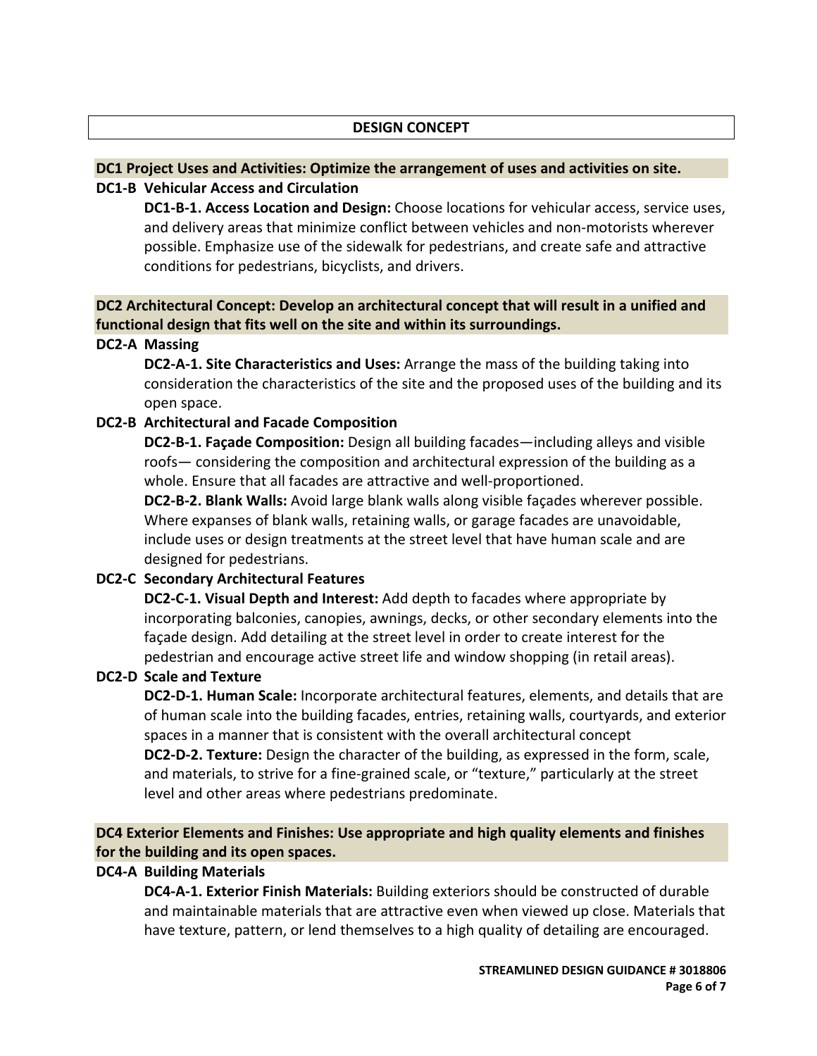## DESIGN CONCEPT

### DC1 Project Uses and Activities: Optimize the arrangement of uses and activities on site.

**DC1-B Vehicular Access and Circulation**

**DC1-B-1. Access Location and Design:** Choose locations for vehicular access, service uses, and delivery areas that minimize conflict between vehicles and non-motorists wherever possible. Emphasize use of the sidewalk for pedestrians, and create safe and attractive conditions for pedestrians, bicyclists, and drivers.

### DC2 Architectural Concept: Develop an architectural concept that will result in a unified and functional design that fits well on the site and within its surroundings.

**DC2-A Massing**

**DC2-A-1. Site Characteristics and Uses:** Arrange the mass of the building taking into consideration the characteristics of the site and the proposed uses of the building and its open space.

**DC2-B Architectural and Facade Composition**

**DC2-B-1. Façade Composition:** Design all building facades—including alleys and visible roofs— considering the composition and architectural expression of the building as a whole. Ensure that all facades are attractive and well-proportioned.

**DC2-B-2. Blank Walls:** Avoid large blank walls along visible façades wherever possible. Where expanses of blank walls, retaining walls, or garage facades are unavoidable, include uses or design treatments at the street level that have human scale and are designed for pedestrians.

**DC2-C Secondary Architectural Features**

**DC2-C-1. Visual Depth and Interest:** Add depth to facades where appropriate by incorporating balconies, canopies, awnings, decks, or other secondary elements into the façade design. Add detailing at the street level in order to create interest for the pedestrian and encourage active street life and window shopping (in retail areas).

**DC2-D Scale and Texture**

**DC2-D-1. Human Scale:** Incorporate architectural features, elements, and details that are of human scale into the building facades, entries, retaining walls, courtyards, and exterior spaces in a manner that is consistent with the overall architectural concept

**DC2-D-2. Texture:** Design the character of the building, as expressed in the form, scale, and materials, to strive for a fine-grained scale, or "texture," particularly at the street level and other areas where pedestrians predominate.

### DC4 Exterior Elements and Finishes: Use appropriate and high quality elements and finishes for the building and its open spaces.

**DC4-A Building Materials**

**DC4-A-1. Exterior Finish Materials:** Building exteriors should be constructed of durable and maintainable materials that are attractive even when viewed up close. Materials that have texture, pattern, or lend themselves to a high quality of detailing are encouraged.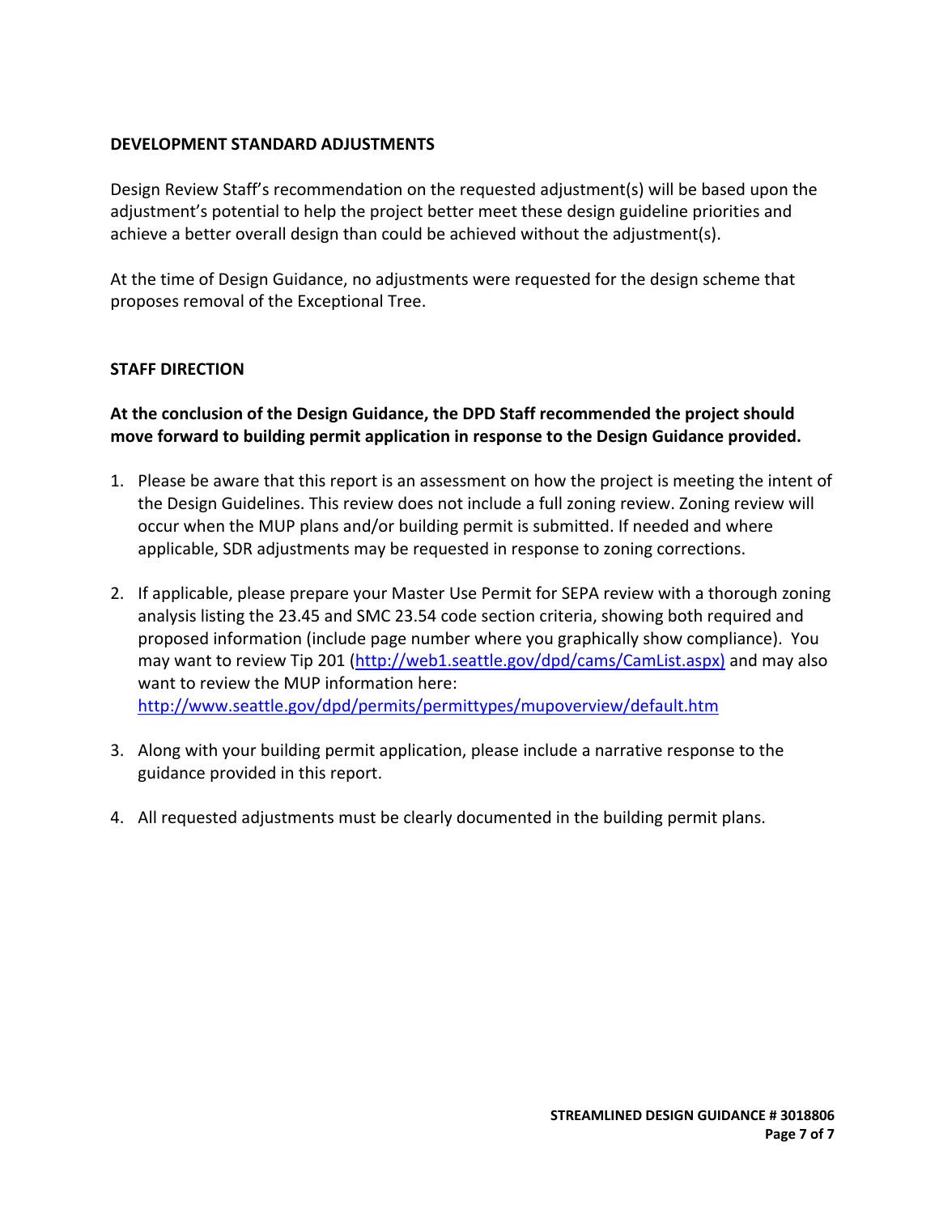## DEVELOPMENT STANDARD ADJUSTMENTS

Design Review Staff's recommendation on the requested adjustment(s) will be based upon the adjustment's potential to help the project better meet these design guideline priorities and achieve a better overall design than could be achieved without the adjustment(s).

At the time of Design Guidance, no adjustments were requested for the design scheme that proposes removal of the Exceptional Tree.

## STAFF DIRECTION

**At the conclusion of the Design Guidance, the DPD Staff recommended the project should move forward to building permit application in response to the Design Guidance provided.**

1. Please be aware that this report is an assessment on how the project is meeting the intent of the Design Guidelines. This review does not include a full zoning review. Zoning review will occur when the MUP plans and/or building permit is submitted. If needed and where applicable, SDR adjustments may be requested in response to zoning corrections.

2. If applicable, please prepare your Master Use Permit for SEPA review with a thorough zoning analysis listing the 23.45 and SMC 23.54 code section criteria, showing both required and proposed information (include page number where you graphically show compliance). You may want to review Tip 201 (http://web1.seattle.gov/dpd/cams/CamList.aspx) and may also want to review the MUP information here: http://www.seattle.gov/dpd/permits/permittypes/mupoverview/default.htm

3. Along with your building permit application, please include a narrative response to the guidance provided in this report.

4. All requested adjustments must be clearly documented in the building permit plans.